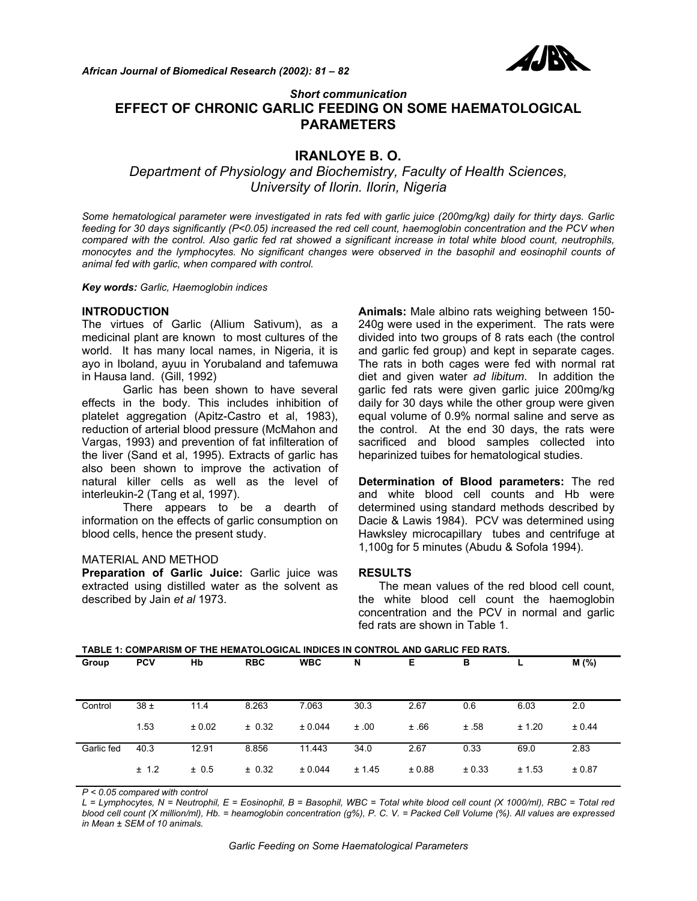*Short communication*

# EFFECT OF CHRONIC GARLIC FEEDING ON SOME HAEMATOLOGICAL PARAMETERS

## IRANLOYE B. O.

*Department of Physiology and Biochemistry, Faculty of Health Sciences, University of Ilorin. Ilorin, Nigeria*

*Some hematological parameter were investigated in rats fed with garlic juice (200mg/kg) daily for thirty days. Garlic feeding for 30 days significantly (P<0.05) increased the red cell count, haemoglobin concentration and the PCV when compared with the control. Also garlic fed rat showed a significant increase in total white blood count, neutrophils, monocytes and the lymphocytes. No significant changes were observed in the basophil and eosinophil counts of animal fed with garlic, when compared with control.*

***Key words:*** *Garlic, Haemoglobin indices*

### INTRODUCTION

The virtues of Garlic (Allium Sativum), as a medicinal plant are known to most cultures of the world. It has many local names, in Nigeria, it is ayo in Iboland, ayuu in Yorubaland and tafemuwa in Hausa land. (Gill, 1992)

Garlic has been shown to have several effects in the body. This includes inhibition of platelet aggregation (Apitz-Castro et al, 1983), reduction of arterial blood pressure (McMahon and Vargas, 1993) and prevention of fat infilteration of the liver (Sand et al, 1995). Extracts of garlic has also been shown to improve the activation of natural killer cells as well as the level of interleukin-2 (Tang et al, 1997).

There appears to be a dearth of information on the effects of garlic consumption on blood cells, hence the present study.

### MATERIAL AND METHOD

**Preparation of Garlic Juice:** Garlic juice was extracted using distilled water as the solvent as described by Jain *et al* 1973.

**Animals:** Male albino rats weighing between 150-240g were used in the experiment. The rats were divided into two groups of 8 rats each (the control and garlic fed group) and kept in separate cages. The rats in both cages were fed with normal rat diet and given water *ad libitum*. In addition the garlic fed rats were given garlic juice 200mg/kg daily for 30 days while the other group were given equal volume of 0.9% normal saline and serve as the control. At the end 30 days, the rats were sacrificed and blood samples collected into heparinized tuibes for hematological studies.

**Determination of Blood parameters:** The red and white blood cell counts and Hb were determined using standard methods described by Dacie & Lawis 1984). PCV was determined using Hawksley microcapillary tubes and centrifuge at 1,100g for 5 minutes (Abudu & Sofola 1994).

### RESULTS

The mean values of the red blood cell count, the white blood cell count the haemoglobin concentration and the PCV in normal and garlic fed rats are shown in Table 1.

**TABLE 1: COMPARISM OF THE HEMATOLOGICAL INDICES IN CONTROL AND GARLIC FED RATS.**

| Group | PCV | Hb | RBC | WBC | N | E | B | L | M (%) |
|---|---|---|---|---|---|---|---|---|---|
| Control | 38 ± 1.53 | 11.4 ± 0.02 | 8.263 ± 0.32 | 7.063 ± 0.044 | 30.3 ± .00 | 2.67 ± .66 | 0.6 ± .58 | 6.03 ± 1.20 | 2.0 ± 0.44 |
| Garlic fed | 40.3 ± 1.2 | 12.91 ± 0.5 | 8.856 ± 0.32 | 11.443 ± 0.044 | 34.0 ± 1.45 | 2.67 ± 0.88 | 0.33 ± 0.33 | 69.0 ± 1.53 | 2.83 ± 0.87 |

*P < 0.05 compared with control*

*L = Lymphocytes, N = Neutrophil, E = Eosinophil, B = Basophil, WBC = Total white blood cell count (X 1000/ml), RBC = Total red blood cell count (X million/ml), Hb. = heamoglobin concentration (g%), P. C. V. = Packed Cell Volume (%). All values are expressed in Mean ± SEM of 10 animals.*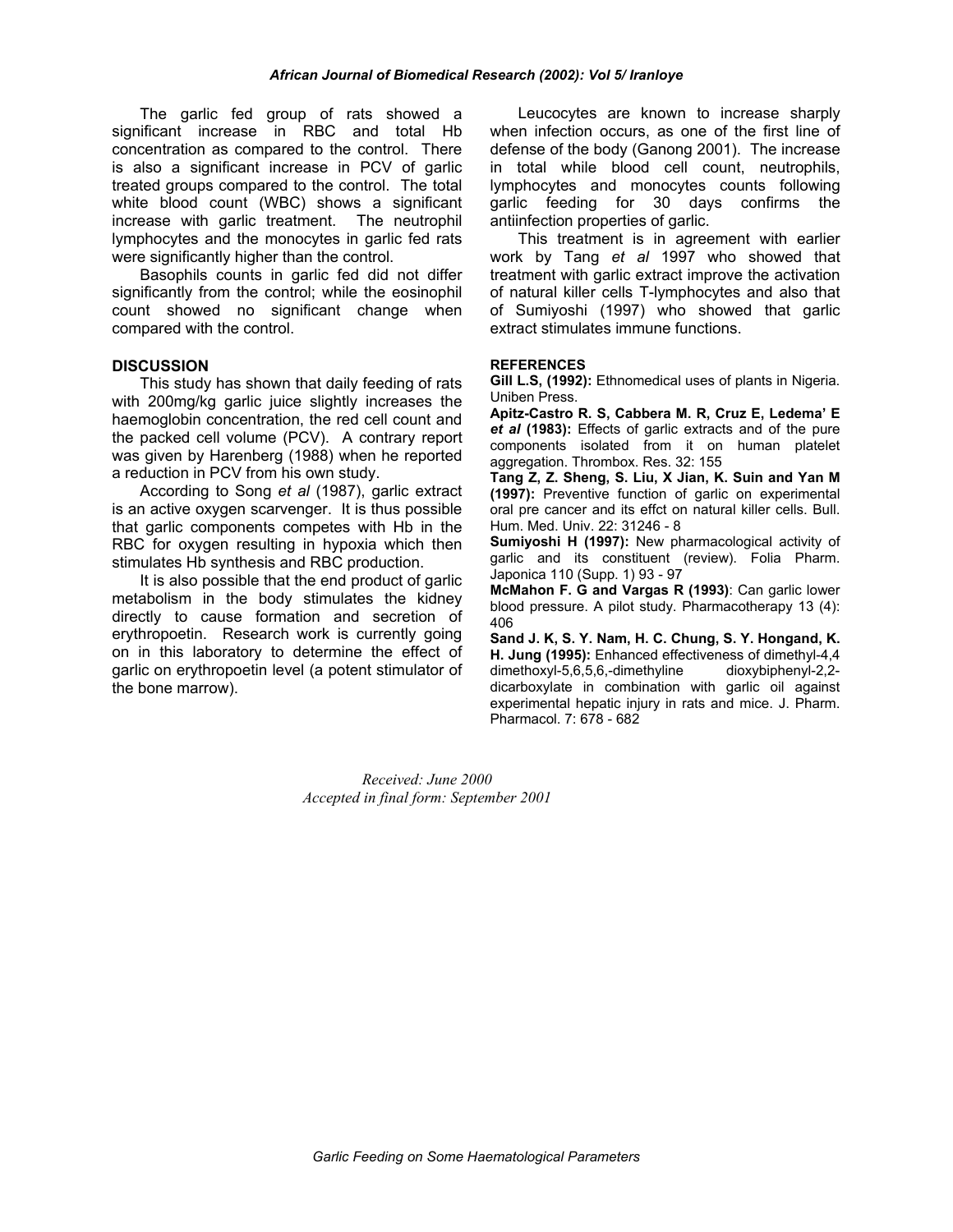The garlic fed group of rats showed a significant increase in RBC and total Hb concentration as compared to the control. There is also a significant increase in PCV of garlic treated groups compared to the control. The total white blood count (WBC) shows a significant increase with garlic treatment. The neutrophil lymphocytes and the monocytes in garlic fed rats were significantly higher than the control.

Basophils counts in garlic fed did not differ significantly from the control; while the eosinophil count showed no significant change when compared with the control.

## DISCUSSION

This study has shown that daily feeding of rats with 200mg/kg garlic juice slightly increases the haemoglobin concentration, the red cell count and the packed cell volume (PCV). A contrary report was given by Harenberg (1988) when he reported a reduction in PCV from his own study.

According to Song *et al* (1987), garlic extract is an active oxygen scarvenger. It is thus possible that garlic components competes with Hb in the RBC for oxygen resulting in hypoxia which then stimulates Hb synthesis and RBC production.

It is also possible that the end product of garlic metabolism in the body stimulates the kidney directly to cause formation and secretion of erythropoetin. Research work is currently going on in this laboratory to determine the effect of garlic on erythropoetin level (a potent stimulator of the bone marrow).

Leucocytes are known to increase sharply when infection occurs, as one of the first line of defense of the body (Ganong 2001). The increase in total while blood cell count, neutrophils, lymphocytes and monocytes counts following garlic feeding for 30 days confirms the antiinfection properties of garlic.

This treatment is in agreement with earlier work by Tang *et al* 1997 who showed that treatment with garlic extract improve the activation of natural killer cells T-lymphocytes and also that of Sumiyoshi (1997) who showed that garlic extract stimulates immune functions.

## REFERENCES

**Gill L.S, (1992):** Ethnomedical uses of plants in Nigeria. Uniben Press.

**Apitz-Castro R. S, Cabbera M. R, Cruz E, Ledema' E *et al* (1983):** Effects of garlic extracts and of the pure components isolated from it on human platelet aggregation. Thrombox. Res. 32: 155

**Tang Z, Z. Sheng, S. Liu, X Jian, K. Suin and Yan M (1997):** Preventive function of garlic on experimental oral pre cancer and its effct on natural killer cells. Bull. Hum. Med. Univ. 22: 31246 - 8

**Sumiyoshi H (1997):** New pharmacological activity of garlic and its constituent (review). Folia Pharm. Japonica 110 (Supp. 1) 93 - 97

**McMahon F. G and Vargas R (1993)**: Can garlic lower blood pressure. A pilot study. Pharmacotherapy 13 (4): 406

**Sand J. K, S. Y. Nam, H. C. Chung, S. Y. Hongand, K. H. Jung (1995):** Enhanced effectiveness of dimethyl-4,4 dimethoxyl-5,6,5,6,-dimethyline dioxybiphenyl-2,2-dicarboxylate in combination with garlic oil against experimental hepatic injury in rats and mice. J. Pharm. Pharmacol. 7: 678 - 682

*Received: June 2000*
*Accepted in final form: September 2001*